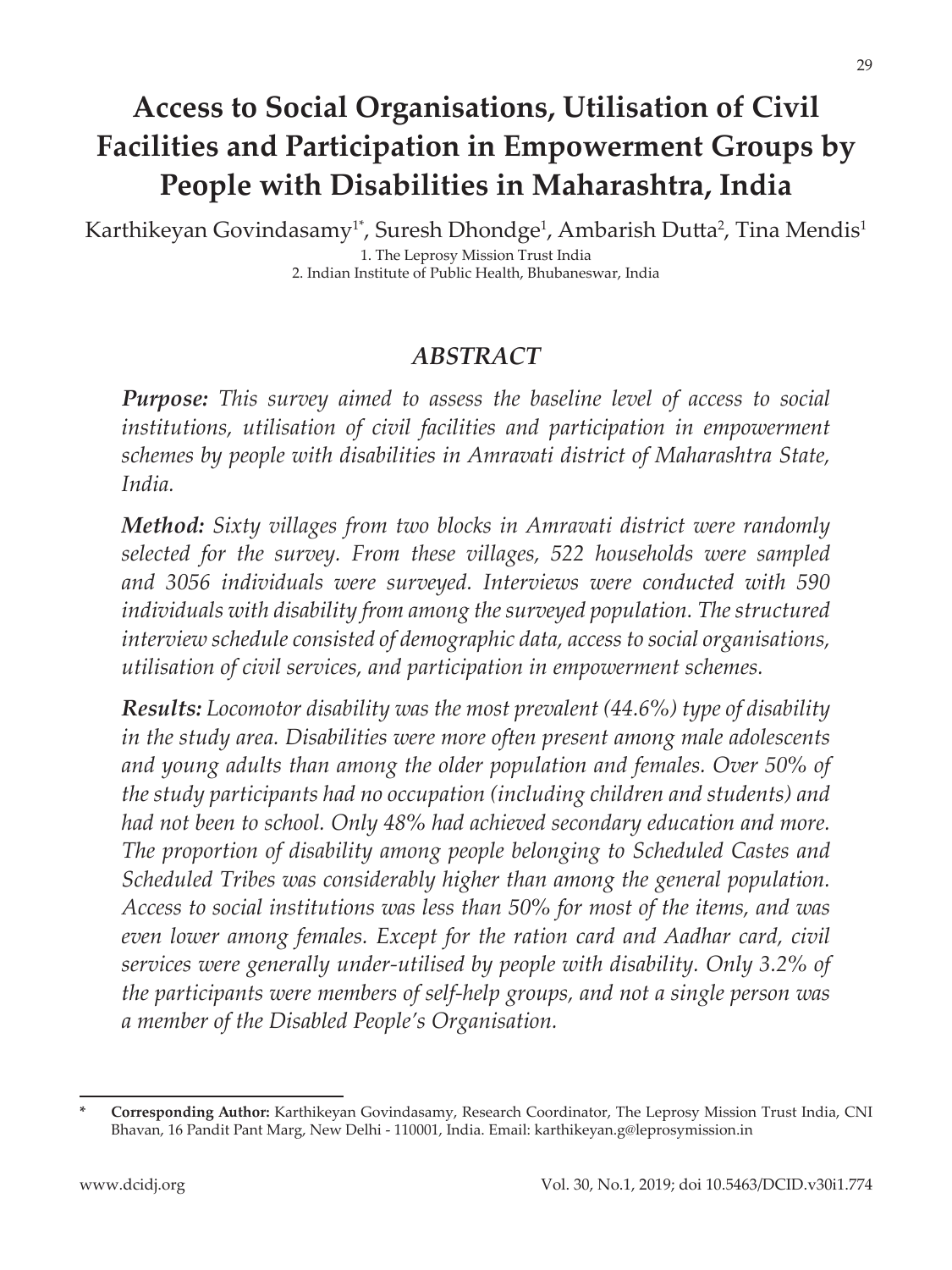# Access to Social Organisations, Utilisation of Civil Facilities and Participation in Empowerment Groups by People with Disabilities in Maharashtra, India

Karthikeyan Govindasamy[1*], Suresh Dhondge[1], Ambarish Dutta[2], Tina Mendis[1]

1. The Leprosy Mission Trust India
2. Indian Institute of Public Health, Bhubaneswar, India

## ABSTRACT

***Purpose:*** *This survey aimed to assess the baseline level of access to social institutions, utilisation of civil facilities and participation in empowerment schemes by people with disabilities in Amravati district of Maharashtra State, India.*

***Method:*** *Sixty villages from two blocks in Amravati district were randomly selected for the survey. From these villages, 522 households were sampled and 3056 individuals were surveyed. Interviews were conducted with 590 individuals with disability from among the surveyed population. The structured interview schedule consisted of demographic data, access to social organisations, utilisation of civil services, and participation in empowerment schemes.*

***Results:*** *Locomotor disability was the most prevalent (44.6%) type of disability in the study area. Disabilities were more often present among male adolescents and young adults than among the older population and females. Over 50% of the study participants had no occupation (including children and students) and had not been to school. Only 48% had achieved secondary education and more. The proportion of disability among people belonging to Scheduled Castes and Scheduled Tribes was considerably higher than among the general population. Access to social institutions was less than 50% for most of the items, and was even lower among females. Except for the ration card and Aadhar card, civil services were generally under-utilised by people with disability. Only 3.2% of the participants were members of self-help groups, and not a single person was a member of the Disabled People's Organisation.*

---

\* **Corresponding Author:** Karthikeyan Govindasamy, Research Coordinator, The Leprosy Mission Trust India, CNI Bhavan, 16 Pandit Pant Marg, New Delhi - 110001, India. Email: karthikeyan.g@leprosymission.in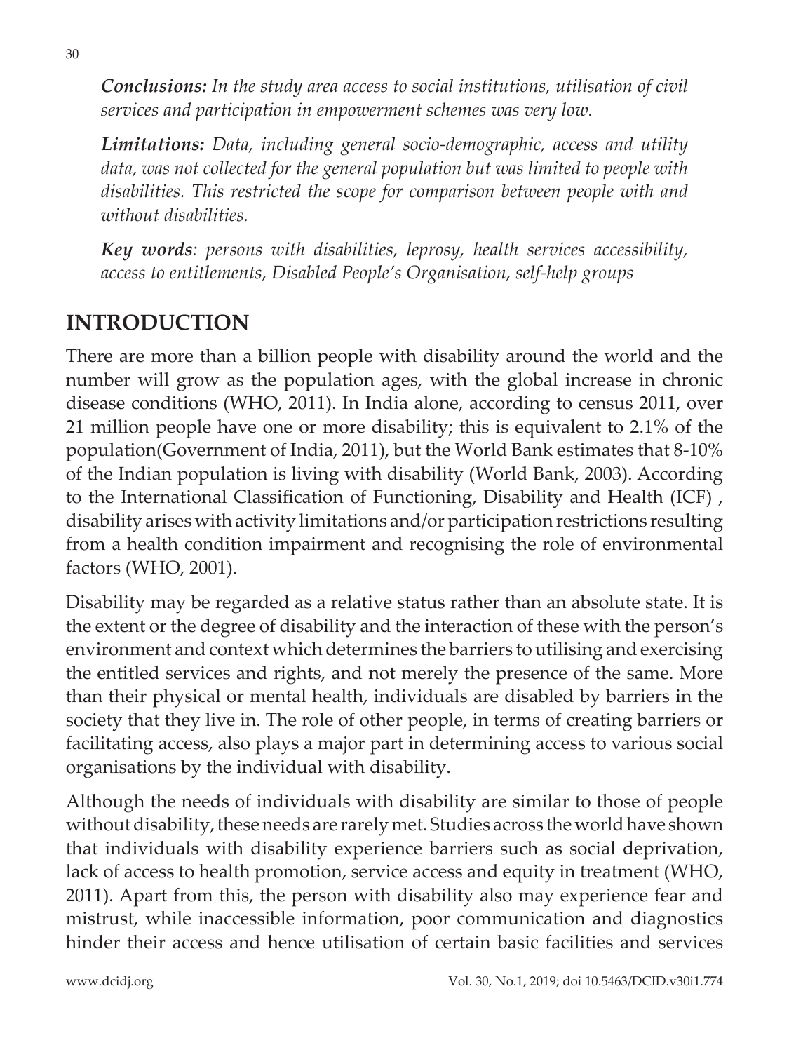***Conclusions:*** *In the study area access to social institutions, utilisation of civil services and participation in empowerment schemes was very low.*

***Limitations:*** *Data, including general socio-demographic, access and utility data, was not collected for the general population but was limited to people with disabilities. This restricted the scope for comparison between people with and without disabilities.*

***Key words****: persons with disabilities, leprosy, health services accessibility, access to entitlements, Disabled People's Organisation, self-help groups*

## INTRODUCTION

There are more than a billion people with disability around the world and the number will grow as the population ages, with the global increase in chronic disease conditions (WHO, 2011). In India alone, according to census 2011, over 21 million people have one or more disability; this is equivalent to 2.1% of the population(Government of India, 2011), but the World Bank estimates that 8-10% of the Indian population is living with disability (World Bank, 2003). According to the International Classification of Functioning, Disability and Health (ICF) , disability arises with activity limitations and/or participation restrictions resulting from a health condition impairment and recognising the role of environmental factors (WHO, 2001).

Disability may be regarded as a relative status rather than an absolute state. It is the extent or the degree of disability and the interaction of these with the person's environment and context which determines the barriers to utilising and exercising the entitled services and rights, and not merely the presence of the same. More than their physical or mental health, individuals are disabled by barriers in the society that they live in. The role of other people, in terms of creating barriers or facilitating access, also plays a major part in determining access to various social organisations by the individual with disability.

Although the needs of individuals with disability are similar to those of people without disability, these needs are rarely met. Studies across the world have shown that individuals with disability experience barriers such as social deprivation, lack of access to health promotion, service access and equity in treatment (WHO, 2011). Apart from this, the person with disability also may experience fear and mistrust, while inaccessible information, poor communication and diagnostics hinder their access and hence utilisation of certain basic facilities and services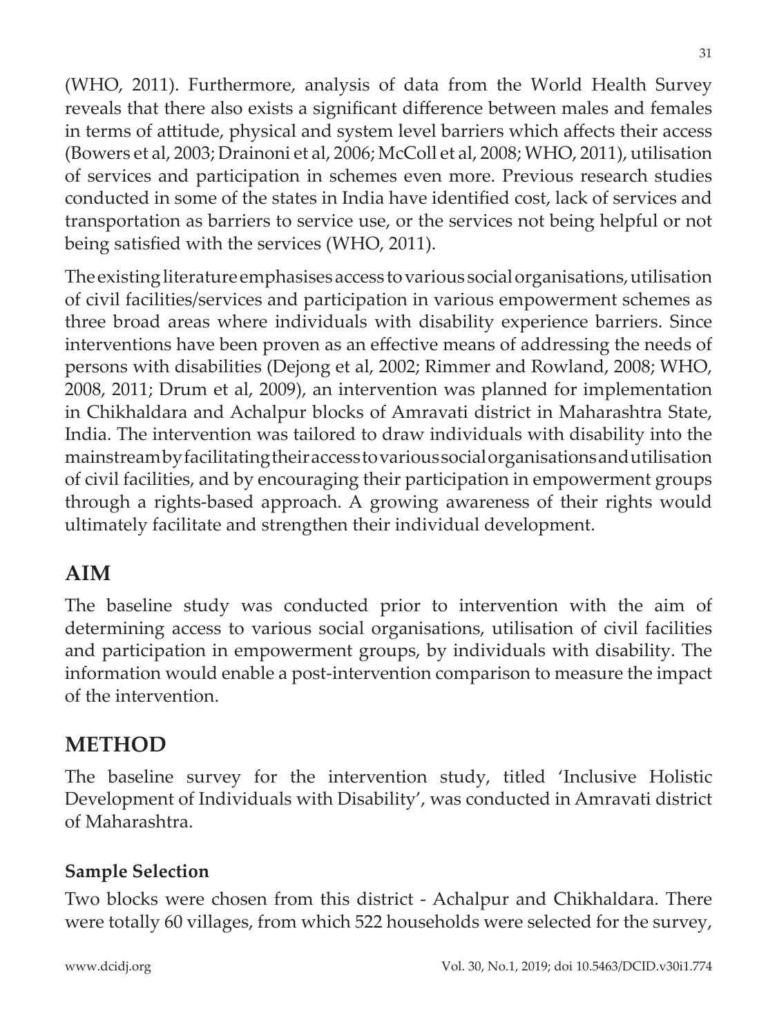(WHO, 2011). Furthermore, analysis of data from the World Health Survey reveals that there also exists a significant difference between males and females in terms of attitude, physical and system level barriers which affects their access (Bowers et al, 2003; Drainoni et al, 2006; McColl et al, 2008; WHO, 2011), utilisation of services and participation in schemes even more. Previous research studies conducted in some of the states in India have identified cost, lack of services and transportation as barriers to service use, or the services not being helpful or not being satisfied with the services (WHO, 2011).

The existing literature emphasises access to various social organisations, utilisation of civil facilities/services and participation in various empowerment schemes as three broad areas where individuals with disability experience barriers. Since interventions have been proven as an effective means of addressing the needs of persons with disabilities (Dejong et al, 2002; Rimmer and Rowland, 2008; WHO, 2008, 2011; Drum et al, 2009), an intervention was planned for implementation in Chikhaldara and Achalpur blocks of Amravati district in Maharashtra State, India. The intervention was tailored to draw individuals with disability into the mainstream by facilitating their access to various social organisations and utilisation of civil facilities, and by encouraging their participation in empowerment groups through a rights-based approach. A growing awareness of their rights would ultimately facilitate and strengthen their individual development.

## AIM

The baseline study was conducted prior to intervention with the aim of determining access to various social organisations, utilisation of civil facilities and participation in empowerment groups, by individuals with disability. The information would enable a post-intervention comparison to measure the impact of the intervention.

## METHOD

The baseline survey for the intervention study, titled 'Inclusive Holistic Development of Individuals with Disability', was conducted in Amravati district of Maharashtra.

### Sample Selection

Two blocks were chosen from this district - Achalpur and Chikhaldara. There were totally 60 villages, from which 522 households were selected for the survey,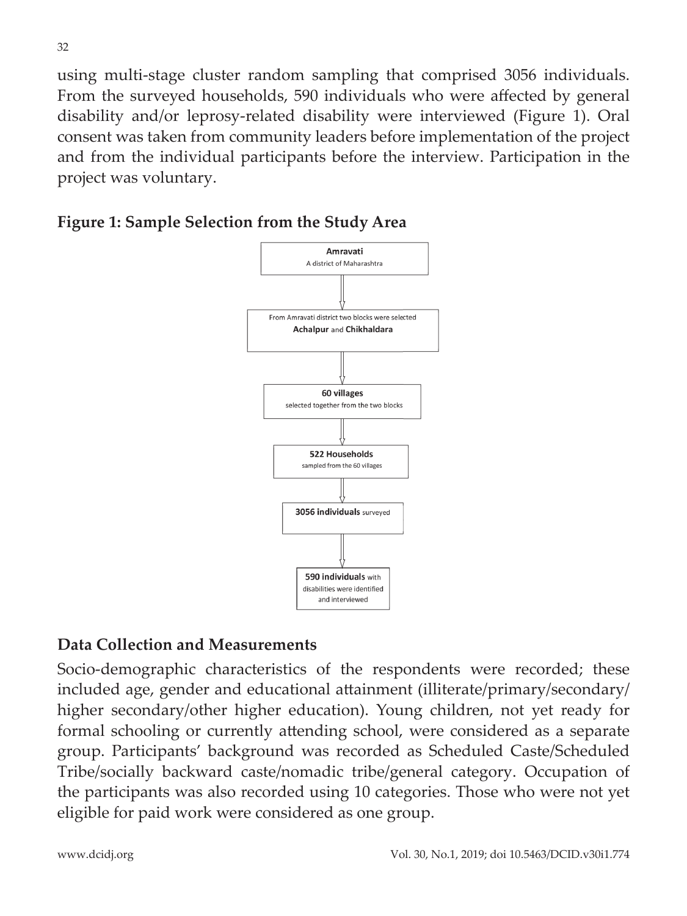using multi-stage cluster random sampling that comprised 3056 individuals. From the surveyed households, 590 individuals who were affected by general disability and/or leprosy-related disability were interviewed (Figure 1). Oral consent was taken from community leaders before implementation of the project and from the individual participants before the interview. Participation in the project was voluntary.

**Figure 1: Sample Selection from the Study Area**

**Amravati**
A district of Maharashtra

↓

From Amravati district two blocks were selected
**Achalpur** and **Chikhaldara**

↓

**60 villages**
selected together from the two blocks

↓

**522 Households**
sampled from the 60 villages

↓

**3056 individuals** surveyed

↓

**590 individuals** with disabilities were identified and interviewed

## Data Collection and Measurements

Socio-demographic characteristics of the respondents were recorded; these included age, gender and educational attainment (illiterate/primary/secondary/higher secondary/other higher education). Young children, not yet ready for formal schooling or currently attending school, were considered as a separate group. Participants' background was recorded as Scheduled Caste/Scheduled Tribe/socially backward caste/nomadic tribe/general category. Occupation of the participants was also recorded using 10 categories. Those who were not yet eligible for paid work were considered as one group.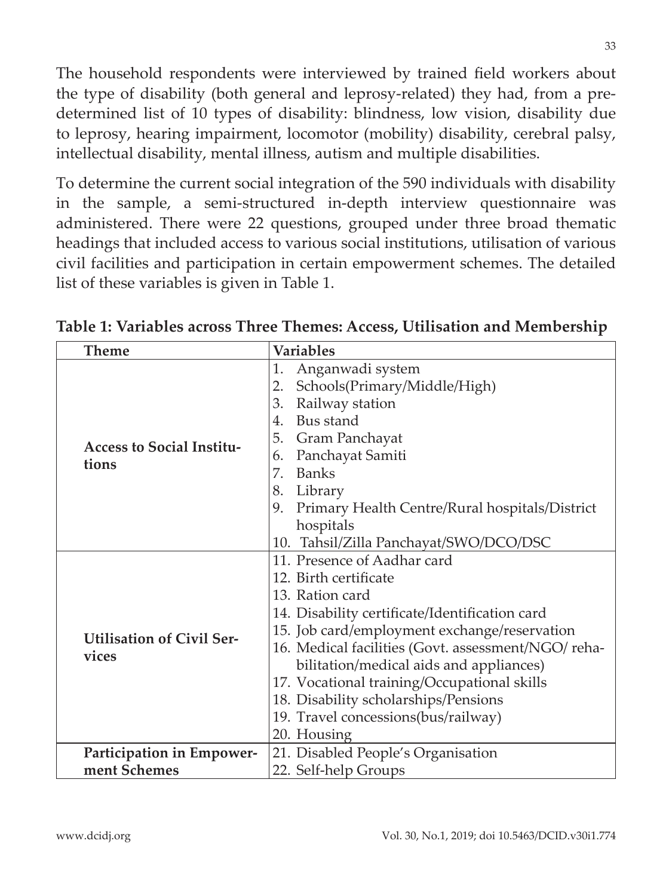The household respondents were interviewed by trained field workers about the type of disability (both general and leprosy-related) they had, from a pre-determined list of 10 types of disability: blindness, low vision, disability due to leprosy, hearing impairment, locomotor (mobility) disability, cerebral palsy, intellectual disability, mental illness, autism and multiple disabilities.

To determine the current social integration of the 590 individuals with disability in the sample, a semi-structured in-depth interview questionnaire was administered. There were 22 questions, grouped under three broad thematic headings that included access to various social institutions, utilisation of various civil facilities and participation in certain empowerment schemes. The detailed list of these variables is given in Table 1.

**Table 1: Variables across Three Themes: Access, Utilisation and Membership**

| Theme | Variables |
|---|---|
| **Access to Social Institutions** | 1. Anganwadi system<br>2. Schools(Primary/Middle/High)<br>3. Railway station<br>4. Bus stand<br>5. Gram Panchayat<br>6. Panchayat Samiti<br>7. Banks<br>8. Library<br>9. Primary Health Centre/Rural hospitals/District hospitals<br>10. Tahsil/Zilla Panchayat/SWO/DCO/DSC |
| **Utilisation of Civil Services** | 11. Presence of Aadhar card<br>12. Birth certificate<br>13. Ration card<br>14. Disability certificate/Identification card<br>15. Job card/employment exchange/reservation<br>16. Medical facilities (Govt. assessment/NGO/ rehabilitation/medical aids and appliances)<br>17. Vocational training/Occupational skills<br>18. Disability scholarships/Pensions<br>19. Travel concessions(bus/railway)<br>20. Housing |
| **Participation in Empowerment Schemes** | 21. Disabled People's Organisation<br>22. Self-help Groups |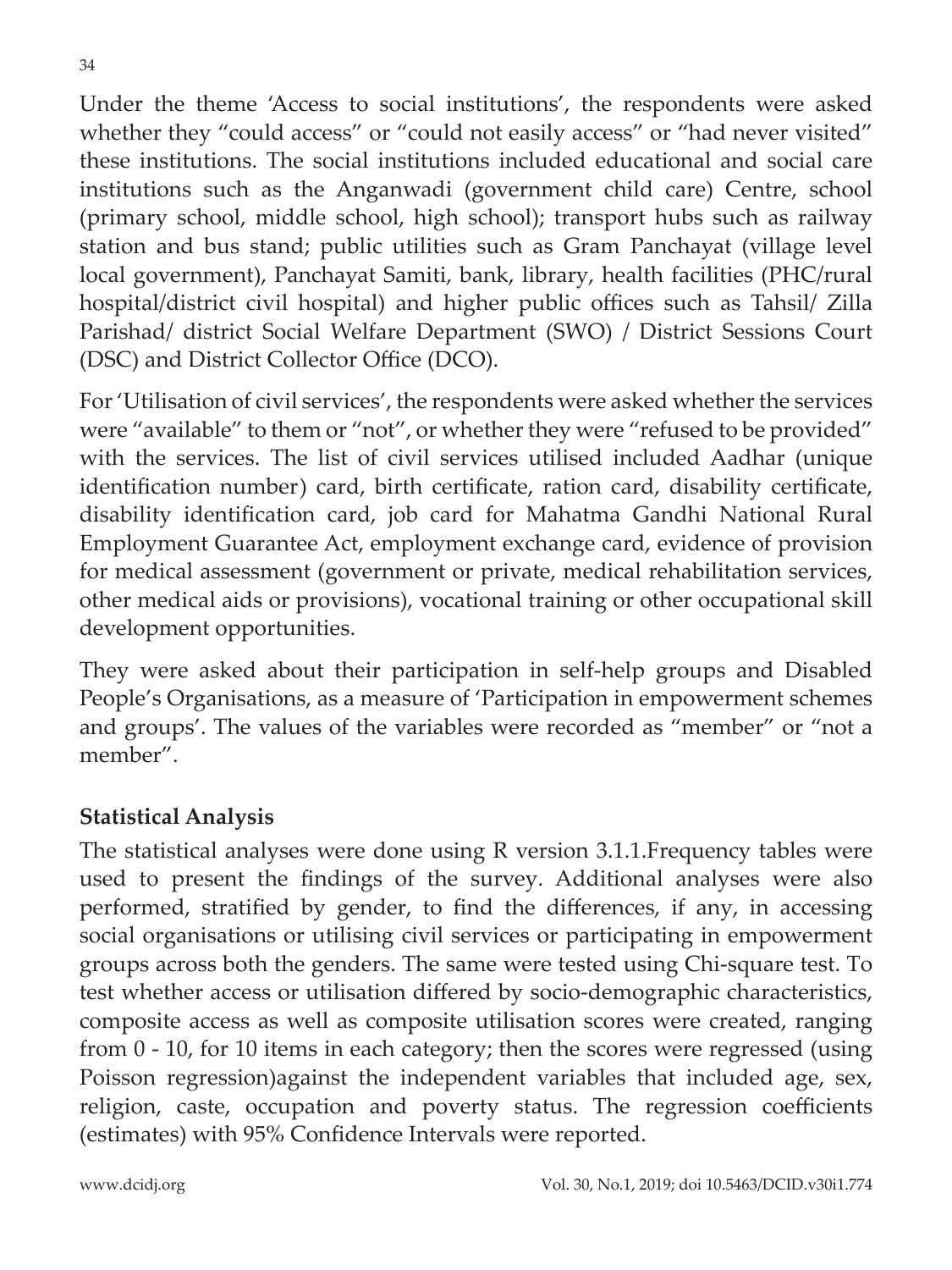Under the theme 'Access to social institutions', the respondents were asked whether they "could access" or "could not easily access" or "had never visited" these institutions. The social institutions included educational and social care institutions such as the Anganwadi (government child care) Centre, school (primary school, middle school, high school); transport hubs such as railway station and bus stand; public utilities such as Gram Panchayat (village level local government), Panchayat Samiti, bank, library, health facilities (PHC/rural hospital/district civil hospital) and higher public offices such as Tahsil/ Zilla Parishad/ district Social Welfare Department (SWO) / District Sessions Court (DSC) and District Collector Office (DCO).

For 'Utilisation of civil services', the respondents were asked whether the services were "available" to them or "not", or whether they were "refused to be provided" with the services. The list of civil services utilised included Aadhar (unique identification number) card, birth certificate, ration card, disability certificate, disability identification card, job card for Mahatma Gandhi National Rural Employment Guarantee Act, employment exchange card, evidence of provision for medical assessment (government or private, medical rehabilitation services, other medical aids or provisions), vocational training or other occupational skill development opportunities.

They were asked about their participation in self-help groups and Disabled People's Organisations, as a measure of 'Participation in empowerment schemes and groups'. The values of the variables were recorded as "member" or "not a member".

## Statistical Analysis

The statistical analyses were done using R version 3.1.1.Frequency tables were used to present the findings of the survey. Additional analyses were also performed, stratified by gender, to find the differences, if any, in accessing social organisations or utilising civil services or participating in empowerment groups across both the genders. The same were tested using Chi-square test. To test whether access or utilisation differed by socio-demographic characteristics, composite access as well as composite utilisation scores were created, ranging from 0 - 10, for 10 items in each category; then the scores were regressed (using Poisson regression)against the independent variables that included age, sex, religion, caste, occupation and poverty status. The regression coefficients (estimates) with 95% Confidence Intervals were reported.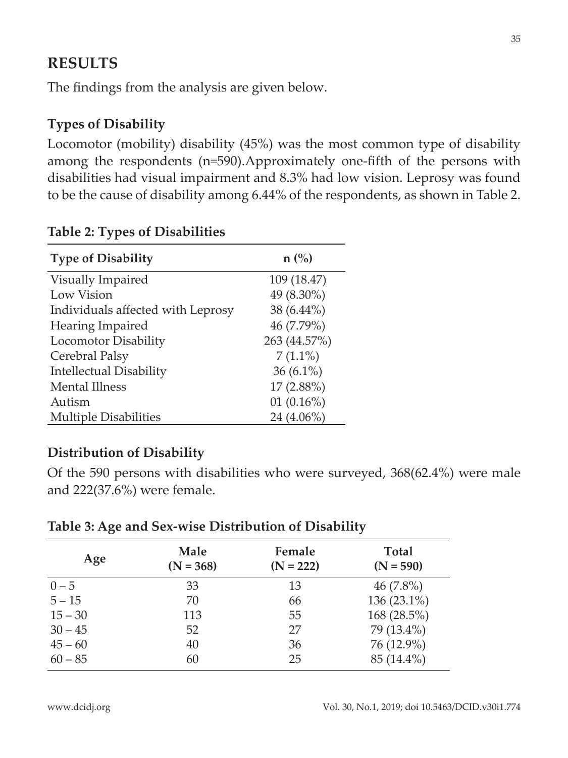## RESULTS

The findings from the analysis are given below.

### Types of Disability

Locomotor (mobility) disability (45%) was the most common type of disability among the respondents (n=590).Approximately one-fifth of the persons with disabilities had visual impairment and 8.3% had low vision. Leprosy was found to be the cause of disability among 6.44% of the respondents, as shown in Table 2.

**Table 2: Types of Disabilities**

| Type of Disability | n (%) |
|---|---|
| Visually Impaired | 109 (18.47) |
| Low Vision | 49 (8.30%) |
| Individuals affected with Leprosy | 38 (6.44%) |
| Hearing Impaired | 46 (7.79%) |
| Locomotor Disability | 263 (44.57%) |
| Cerebral Palsy | 7 (1.1%) |
| Intellectual Disability | 36 (6.1%) |
| Mental Illness | 17 (2.88%) |
| Autism | 01 (0.16%) |
| Multiple Disabilities | 24 (4.06%) |

### Distribution of Disability

Of the 590 persons with disabilities who were surveyed, 368(62.4%) were male and 222(37.6%) were female.

**Table 3: Age and Sex-wise Distribution of Disability**

| Age | Male (N = 368) | Female (N = 222) | Total (N = 590) |
|---|---|---|---|
| 0 – 5 | 33 | 13 | 46 (7.8%) |
| 5 – 15 | 70 | 66 | 136 (23.1%) |
| 15 – 30 | 113 | 55 | 168 (28.5%) |
| 30 – 45 | 52 | 27 | 79 (13.4%) |
| 45 – 60 | 40 | 36 | 76 (12.9%) |
| 60 – 85 | 60 | 25 | 85 (14.4%) |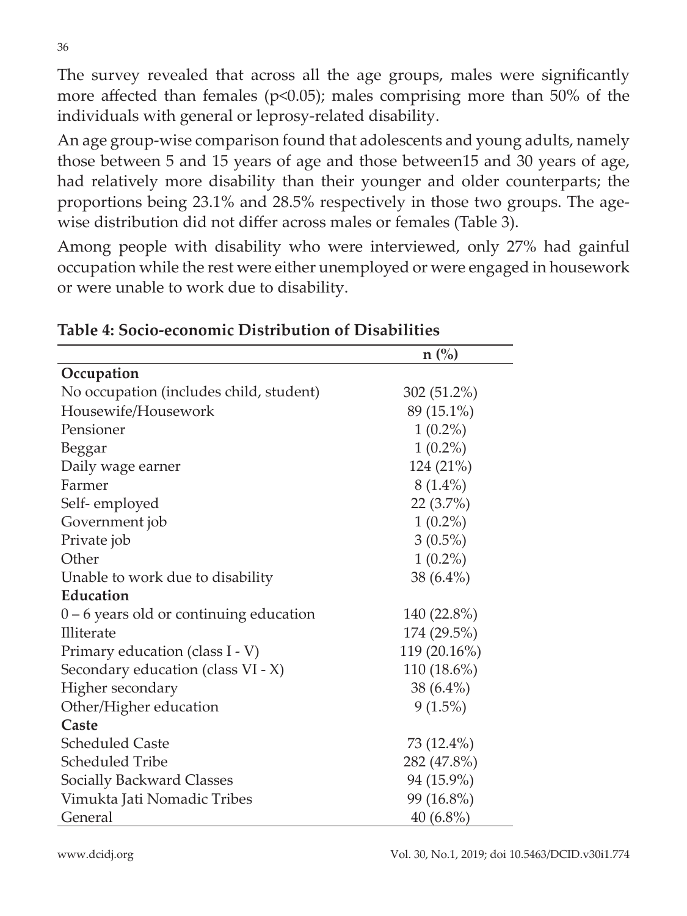The survey revealed that across all the age groups, males were significantly more affected than females ($p<0.05$); males comprising more than 50% of the individuals with general or leprosy-related disability.

An age group-wise comparison found that adolescents and young adults, namely those between 5 and 15 years of age and those between15 and 30 years of age, had relatively more disability than their younger and older counterparts; the proportions being 23.1% and 28.5% respectively in those two groups. The age-wise distribution did not differ across males or females (Table 3).

Among people with disability who were interviewed, only 27% had gainful occupation while the rest were either unemployed or were engaged in housework or were unable to work due to disability.

**Table 4: Socio-economic Distribution of Disabilities**

| | n (%) |
|---|---|
| **Occupation** | |
| No occupation (includes child, student) | 302 (51.2%) |
| Housewife/Housework | 89 (15.1%) |
| Pensioner | 1 (0.2%) |
| Beggar | 1 (0.2%) |
| Daily wage earner | 124 (21%) |
| Farmer | 8 (1.4%) |
| Self- employed | 22 (3.7%) |
| Government job | 1 (0.2%) |
| Private job | 3 (0.5%) |
| Other | 1 (0.2%) |
| Unable to work due to disability | 38 (6.4%) |
| **Education** | |
| 0 – 6 years old or continuing education | 140 (22.8%) |
| Illiterate | 174 (29.5%) |
| Primary education (class I - V) | 119 (20.16%) |
| Secondary education (class VI - X) | 110 (18.6%) |
| Higher secondary | 38 (6.4%) |
| Other/Higher education | 9 (1.5%) |
| **Caste** | |
| Scheduled Caste | 73 (12.4%) |
| Scheduled Tribe | 282 (47.8%) |
| Socially Backward Classes | 94 (15.9%) |
| Vimukta Jati Nomadic Tribes | 99 (16.8%) |
| General | 40 (6.8%) |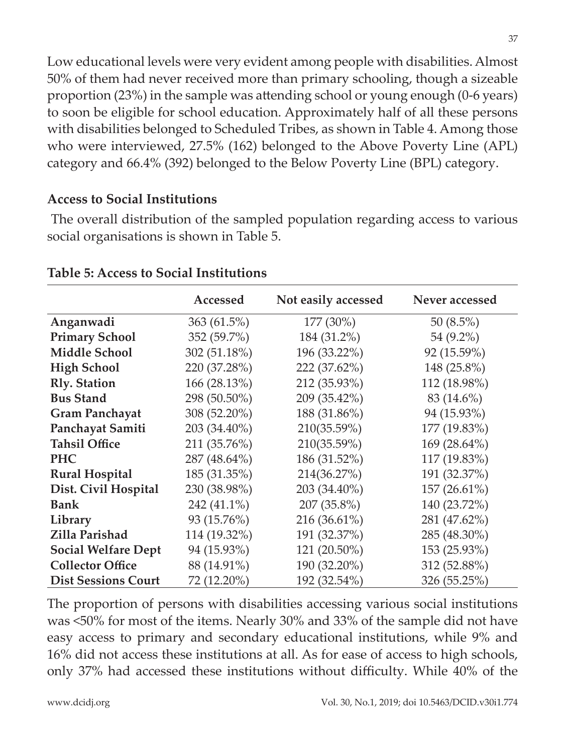Low educational levels were very evident among people with disabilities. Almost 50% of them had never received more than primary schooling, though a sizeable proportion (23%) in the sample was attending school or young enough (0-6 years) to soon be eligible for school education. Approximately half of all these persons with disabilities belonged to Scheduled Tribes, as shown in Table 4. Among those who were interviewed, 27.5% (162) belonged to the Above Poverty Line (APL) category and 66.4% (392) belonged to the Below Poverty Line (BPL) category.

### Access to Social Institutions

The overall distribution of the sampled population regarding access to various social organisations is shown in Table 5.

**Table 5: Access to Social Institutions**

| | Accessed | Not easily accessed | Never accessed |
|---|---|---|---|
| **Anganwadi** | 363 (61.5%) | 177 (30%) | 50 (8.5%) |
| **Primary School** | 352 (59.7%) | 184 (31.2%) | 54 (9.2%) |
| **Middle School** | 302 (51.18%) | 196 (33.22%) | 92 (15.59%) |
| **High School** | 220 (37.28%) | 222 (37.62%) | 148 (25.8%) |
| **Rly. Station** | 166 (28.13%) | 212 (35.93%) | 112 (18.98%) |
| **Bus Stand** | 298 (50.50%) | 209 (35.42%) | 83 (14.6%) |
| **Gram Panchayat** | 308 (52.20%) | 188 (31.86%) | 94 (15.93%) |
| **Panchayat Samiti** | 203 (34.40%) | 210(35.59%) | 177 (19.83%) |
| **Tahsil Office** | 211 (35.76%) | 210(35.59%) | 169 (28.64%) |
| **PHC** | 287 (48.64%) | 186 (31.52%) | 117 (19.83%) |
| **Rural Hospital** | 185 (31.35%) | 214(36.27%) | 191 (32.37%) |
| **Dist. Civil Hospital** | 230 (38.98%) | 203 (34.40%) | 157 (26.61%) |
| **Bank** | 242 (41.1%) | 207 (35.8%) | 140 (23.72%) |
| **Library** | 93 (15.76%) | 216 (36.61%) | 281 (47.62%) |
| **Zilla Parishad** | 114 (19.32%) | 191 (32.37%) | 285 (48.30%) |
| **Social Welfare Dept** | 94 (15.93%) | 121 (20.50%) | 153 (25.93%) |
| **Collector Office** | 88 (14.91%) | 190 (32.20%) | 312 (52.88%) |
| **Dist Sessions Court** | 72 (12.20%) | 192 (32.54%) | 326 (55.25%) |

The proportion of persons with disabilities accessing various social institutions was <50% for most of the items. Nearly 30% and 33% of the sample did not have easy access to primary and secondary educational institutions, while 9% and 16% did not access these institutions at all. As for ease of access to high schools, only 37% had accessed these institutions without difficulty. While 40% of the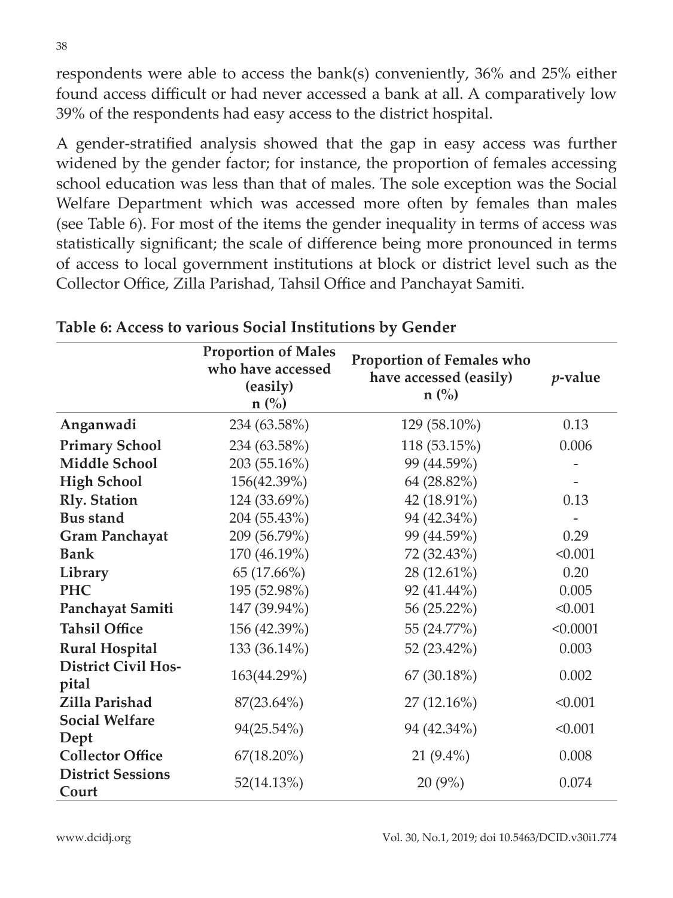respondents were able to access the bank(s) conveniently, 36% and 25% either found access difficult or had never accessed a bank at all. A comparatively low 39% of the respondents had easy access to the district hospital.

A gender-stratified analysis showed that the gap in easy access was further widened by the gender factor; for instance, the proportion of females accessing school education was less than that of males. The sole exception was the Social Welfare Department which was accessed more often by females than males (see Table 6). For most of the items the gender inequality in terms of access was statistically significant; the scale of difference being more pronounced in terms of access to local government institutions at block or district level such as the Collector Office, Zilla Parishad, Tahsil Office and Panchayat Samiti.

**Table 6: Access to various Social Institutions by Gender**

| | Proportion of Males who have accessed (easily) n (%) | Proportion of Females who have accessed (easily) n (%) | *p*-value |
|---|---|---|---|
| **Anganwadi** | 234 (63.58%) | 129 (58.10%) | 0.13 |
| **Primary School** | 234 (63.58%) | 118 (53.15%) | 0.006 |
| **Middle School** | 203 (55.16%) | 99 (44.59%) | - |
| **High School** | 156(42.39%) | 64 (28.82%) | - |
| **Rly. Station** | 124 (33.69%) | 42 (18.91%) | 0.13 |
| **Bus stand** | 204 (55.43%) | 94 (42.34%) | - |
| **Gram Panchayat** | 209 (56.79%) | 99 (44.59%) | 0.29 |
| **Bank** | 170 (46.19%) | 72 (32.43%) | <0.001 |
| **Library** | 65 (17.66%) | 28 (12.61%) | 0.20 |
| **PHC** | 195 (52.98%) | 92 (41.44%) | 0.005 |
| **Panchayat Samiti** | 147 (39.94%) | 56 (25.22%) | <0.001 |
| **Tahsil Office** | 156 (42.39%) | 55 (24.77%) | <0.0001 |
| **Rural Hospital** | 133 (36.14%) | 52 (23.42%) | 0.003 |
| **District Civil Hospital** | 163(44.29%) | 67 (30.18%) | 0.002 |
| **Zilla Parishad** | 87(23.64%) | 27 (12.16%) | <0.001 |
| **Social Welfare Dept** | 94(25.54%) | 94 (42.34%) | <0.001 |
| **Collector Office** | 67(18.20%) | 21 (9.4%) | 0.008 |
| **District Sessions Court** | 52(14.13%) | 20 (9%) | 0.074 |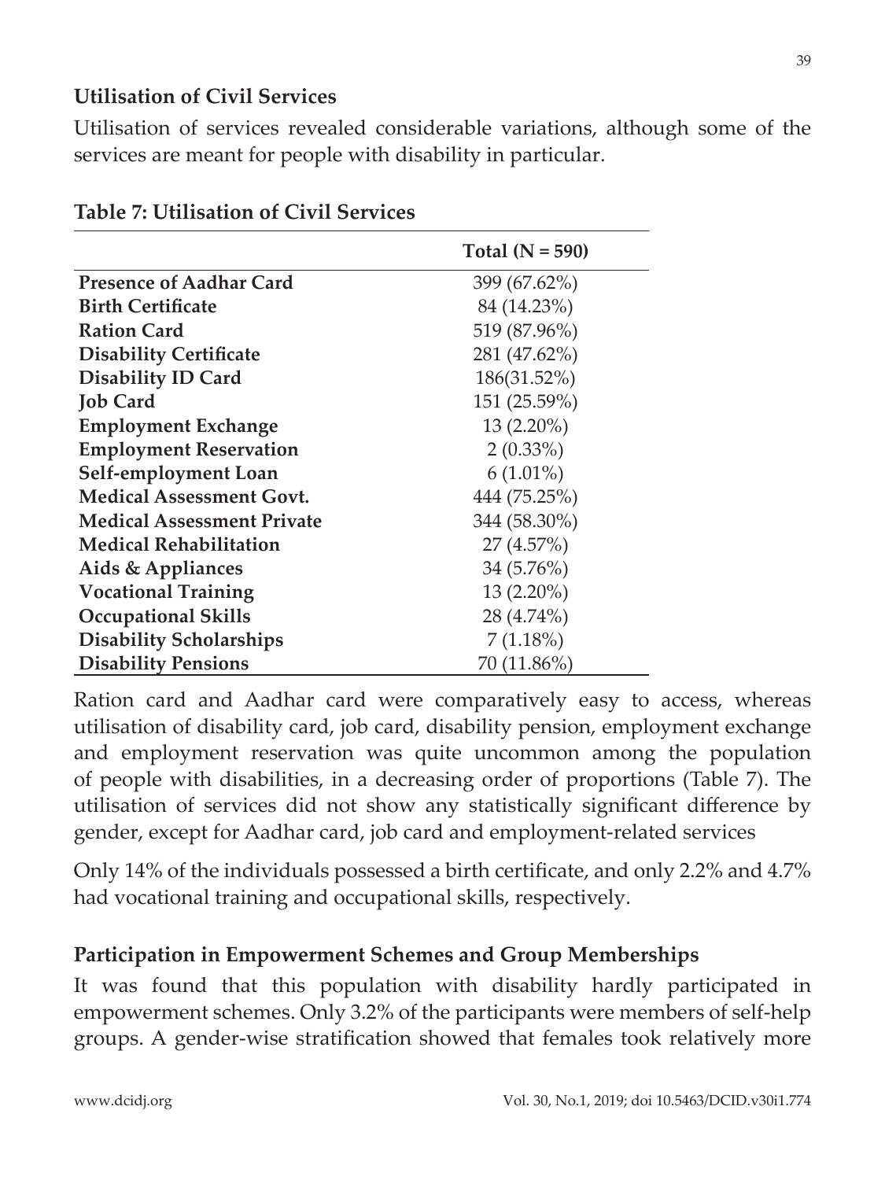## Utilisation of Civil Services

Utilisation of services revealed considerable variations, although some of the services are meant for people with disability in particular.

**Table 7: Utilisation of Civil Services**

| | Total (N = 590) |
|---|---|
| **Presence of Aadhar Card** | 399 (67.62%) |
| **Birth Certificate** | 84 (14.23%) |
| **Ration Card** | 519 (87.96%) |
| **Disability Certificate** | 281 (47.62%) |
| **Disability ID Card** | 186(31.52%) |
| **Job Card** | 151 (25.59%) |
| **Employment Exchange** | 13 (2.20%) |
| **Employment Reservation** | 2 (0.33%) |
| **Self-employment Loan** | 6 (1.01%) |
| **Medical Assessment Govt.** | 444 (75.25%) |
| **Medical Assessment Private** | 344 (58.30%) |
| **Medical Rehabilitation** | 27 (4.57%) |
| **Aids & Appliances** | 34 (5.76%) |
| **Vocational Training** | 13 (2.20%) |
| **Occupational Skills** | 28 (4.74%) |
| **Disability Scholarships** | 7 (1.18%) |
| **Disability Pensions** | 70 (11.86%) |

Ration card and Aadhar card were comparatively easy to access, whereas utilisation of disability card, job card, disability pension, employment exchange and employment reservation was quite uncommon among the population of people with disabilities, in a decreasing order of proportions (Table 7). The utilisation of services did not show any statistically significant difference by gender, except for Aadhar card, job card and employment-related services

Only 14% of the individuals possessed a birth certificate, and only 2.2% and 4.7% had vocational training and occupational skills, respectively.

## Participation in Empowerment Schemes and Group Memberships

It was found that this population with disability hardly participated in empowerment schemes. Only 3.2% of the participants were members of self-help groups. A gender-wise stratification showed that females took relatively more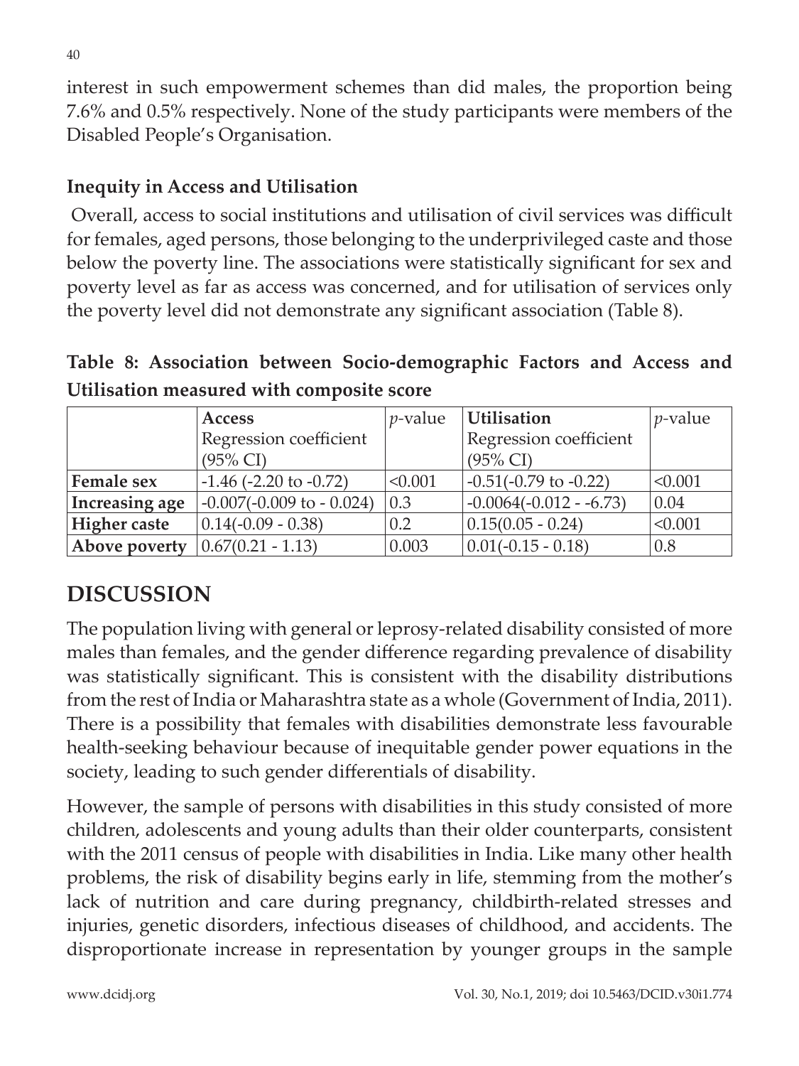interest in such empowerment schemes than did males, the proportion being 7.6% and 0.5% respectively. None of the study participants were members of the Disabled People's Organisation.

### Inequity in Access and Utilisation

Overall, access to social institutions and utilisation of civil services was difficult for females, aged persons, those belonging to the underprivileged caste and those below the poverty line. The associations were statistically significant for sex and poverty level as far as access was concerned, and for utilisation of services only the poverty level did not demonstrate any significant association (Table 8).

**Table 8: Association between Socio-demographic Factors and Access and Utilisation measured with composite score**

| | Access Regression coefficient (95% CI) | *p*-value | Utilisation Regression coefficient (95% CI) | *p*-value |
|---|---|---|---|---|
| **Female sex** | -1.46 (-2.20 to -0.72) | <0.001 | -0.51(-0.79 to -0.22) | <0.001 |
| **Increasing age** | -0.007(-0.009 to - 0.024) | 0.3 | -0.0064(-0.012 - -6.73) | 0.04 |
| **Higher caste** | 0.14(-0.09 - 0.38) | 0.2 | 0.15(0.05 - 0.24) | <0.001 |
| **Above poverty** | 0.67(0.21 - 1.13) | 0.003 | 0.01(-0.15 - 0.18) | 0.8 |

## DISCUSSION

The population living with general or leprosy-related disability consisted of more males than females, and the gender difference regarding prevalence of disability was statistically significant. This is consistent with the disability distributions from the rest of India or Maharashtra state as a whole (Government of India, 2011). There is a possibility that females with disabilities demonstrate less favourable health-seeking behaviour because of inequitable gender power equations in the society, leading to such gender differentials of disability.

However, the sample of persons with disabilities in this study consisted of more children, adolescents and young adults than their older counterparts, consistent with the 2011 census of people with disabilities in India. Like many other health problems, the risk of disability begins early in life, stemming from the mother's lack of nutrition and care during pregnancy, childbirth-related stresses and injuries, genetic disorders, infectious diseases of childhood, and accidents. The disproportionate increase in representation by younger groups in the sample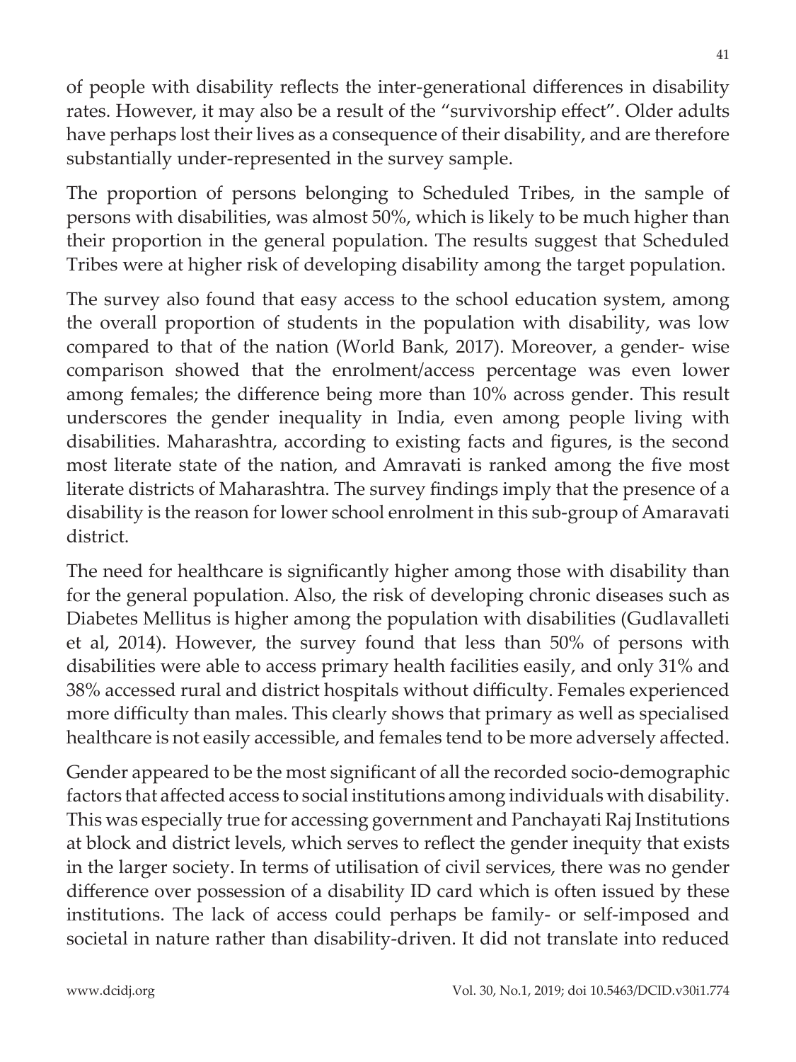of people with disability reflects the inter-generational differences in disability rates. However, it may also be a result of the "survivorship effect". Older adults have perhaps lost their lives as a consequence of their disability, and are therefore substantially under-represented in the survey sample.

The proportion of persons belonging to Scheduled Tribes, in the sample of persons with disabilities, was almost 50%, which is likely to be much higher than their proportion in the general population. The results suggest that Scheduled Tribes were at higher risk of developing disability among the target population.

The survey also found that easy access to the school education system, among the overall proportion of students in the population with disability, was low compared to that of the nation (World Bank, 2017). Moreover, a gender- wise comparison showed that the enrolment/access percentage was even lower among females; the difference being more than 10% across gender. This result underscores the gender inequality in India, even among people living with disabilities. Maharashtra, according to existing facts and figures, is the second most literate state of the nation, and Amravati is ranked among the five most literate districts of Maharashtra. The survey findings imply that the presence of a disability is the reason for lower school enrolment in this sub-group of Amaravati district.

The need for healthcare is significantly higher among those with disability than for the general population. Also, the risk of developing chronic diseases such as Diabetes Mellitus is higher among the population with disabilities (Gudlavalleti et al, 2014). However, the survey found that less than 50% of persons with disabilities were able to access primary health facilities easily, and only 31% and 38% accessed rural and district hospitals without difficulty. Females experienced more difficulty than males. This clearly shows that primary as well as specialised healthcare is not easily accessible, and females tend to be more adversely affected.

Gender appeared to be the most significant of all the recorded socio-demographic factors that affected access to social institutions among individuals with disability. This was especially true for accessing government and Panchayati Raj Institutions at block and district levels, which serves to reflect the gender inequity that exists in the larger society. In terms of utilisation of civil services, there was no gender difference over possession of a disability ID card which is often issued by these institutions. The lack of access could perhaps be family- or self-imposed and societal in nature rather than disability-driven. It did not translate into reduced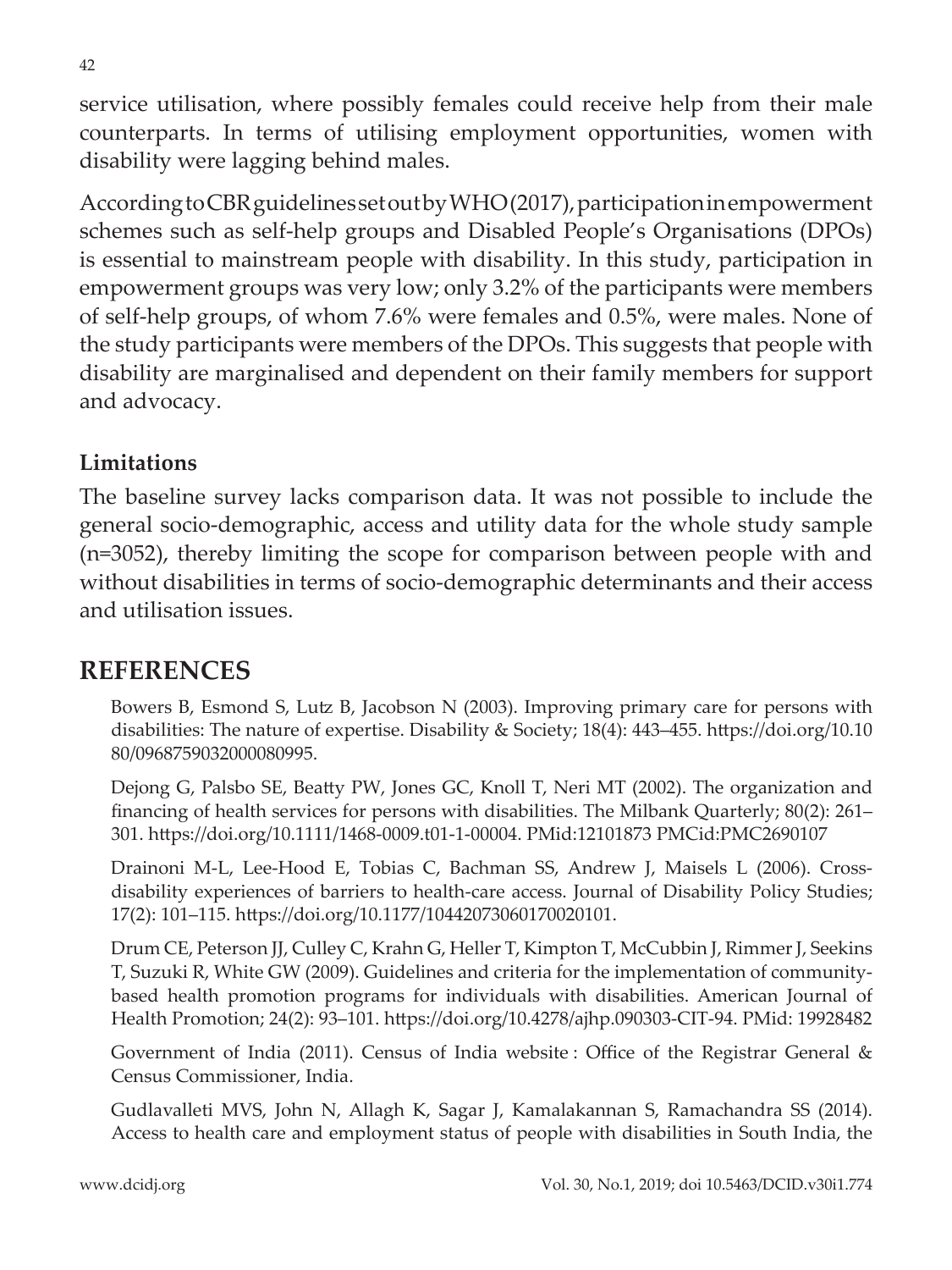service utilisation, where possibly females could receive help from their male counterparts. In terms of utilising employment opportunities, women with disability were lagging behind males.

According to CBR guidelines set out by WHO (2017), participation in empowerment schemes such as self-help groups and Disabled People's Organisations (DPOs) is essential to mainstream people with disability. In this study, participation in empowerment groups was very low; only 3.2% of the participants were members of self-help groups, of whom 7.6% were females and 0.5%, were males. None of the study participants were members of the DPOs. This suggests that people with disability are marginalised and dependent on their family members for support and advocacy.

### Limitations

The baseline survey lacks comparison data. It was not possible to include the general socio-demographic, access and utility data for the whole study sample (n=3052), thereby limiting the scope for comparison between people with and without disabilities in terms of socio-demographic determinants and their access and utilisation issues.

## REFERENCES

Bowers B, Esmond S, Lutz B, Jacobson N (2003). Improving primary care for persons with disabilities: The nature of expertise. Disability & Society; 18(4): 443–455. https://doi.org/10.1080/0968759032000080995.

Dejong G, Palsbo SE, Beatty PW, Jones GC, Knoll T, Neri MT (2002). The organization and financing of health services for persons with disabilities. The Milbank Quarterly; 80(2): 261–301. https://doi.org/10.1111/1468-0009.t01-1-00004. PMid:12101873 PMCid:PMC2690107

Drainoni M-L, Lee-Hood E, Tobias C, Bachman SS, Andrew J, Maisels L (2006). Cross-disability experiences of barriers to health-care access. Journal of Disability Policy Studies; 17(2): 101–115. https://doi.org/10.1177/10442073060170020101.

Drum CE, Peterson JJ, Culley C, Krahn G, Heller T, Kimpton T, McCubbin J, Rimmer J, Seekins T, Suzuki R, White GW (2009). Guidelines and criteria for the implementation of community-based health promotion programs for individuals with disabilities. American Journal of Health Promotion; 24(2): 93–101. https://doi.org/10.4278/ajhp.090303-CIT-94. PMid: 19928482

Government of India (2011). Census of India website : Office of the Registrar General & Census Commissioner, India.

Gudlavalleti MVS, John N, Allagh K, Sagar J, Kamalakannan S, Ramachandra SS (2014). Access to health care and employment status of people with disabilities in South India, the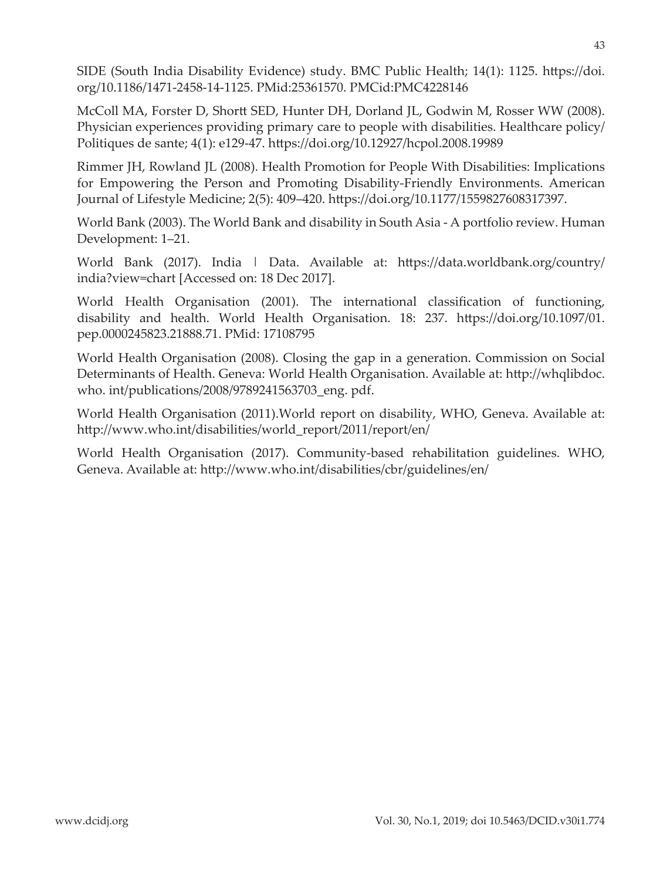SIDE (South India Disability Evidence) study. BMC Public Health; 14(1): 1125. https://doi.org/10.1186/1471-2458-14-1125. PMid:25361570. PMCid:PMC4228146

McColl MA, Forster D, Shortt SED, Hunter DH, Dorland JL, Godwin M, Rosser WW (2008). Physician experiences providing primary care to people with disabilities. Healthcare policy/ Politiques de sante; 4(1): e129-47. https://doi.org/10.12927/hcpol.2008.19989

Rimmer JH, Rowland JL (2008). Health Promotion for People With Disabilities: Implications for Empowering the Person and Promoting Disability-Friendly Environments. American Journal of Lifestyle Medicine; 2(5): 409–420. https://doi.org/10.1177/1559827608317397.

World Bank (2003). The World Bank and disability in South Asia - A portfolio review. Human Development: 1–21.

World Bank (2017). India | Data. Available at: https://data.worldbank.org/country/india?view=chart [Accessed on: 18 Dec 2017].

World Health Organisation (2001). The international classification of functioning, disability and health. World Health Organisation. 18: 237. https://doi.org/10.1097/01.pep.0000245823.21888.71. PMid: 17108795

World Health Organisation (2008). Closing the gap in a generation. Commission on Social Determinants of Health. Geneva: World Health Organisation. Available at: http://whqlibdoc.who. int/publications/2008/9789241563703_eng. pdf.

World Health Organisation (2011).World report on disability, WHO, Geneva. Available at: http://www.who.int/disabilities/world_report/2011/report/en/

World Health Organisation (2017). Community-based rehabilitation guidelines. WHO, Geneva. Available at: http://www.who.int/disabilities/cbr/guidelines/en/